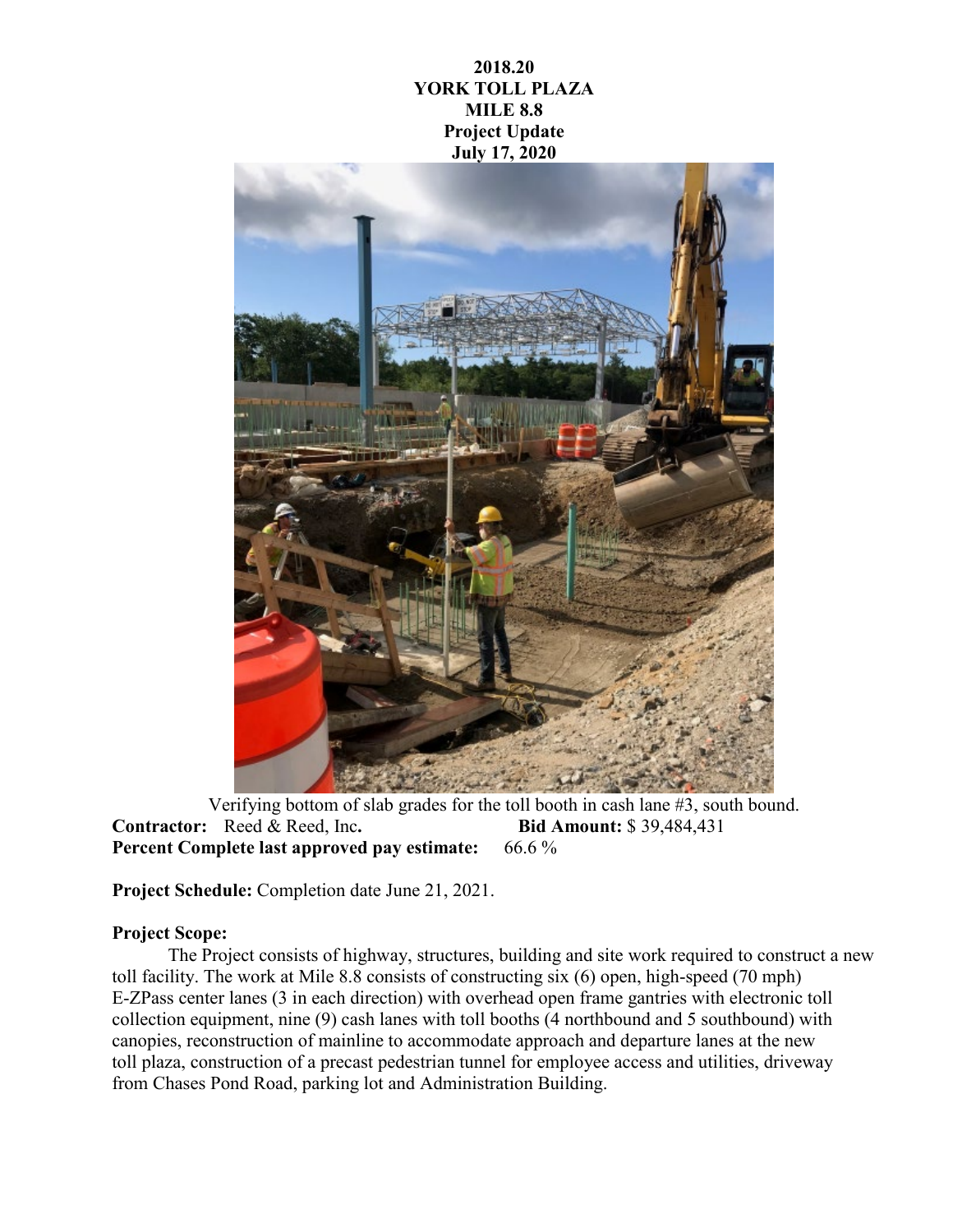**2018.20**
**YORK TOLL PLAZA**
**MILE 8.8**
**Project Update**
**July 17, 2020**

Verifying bottom of slab grades for the toll booth in cash lane #3, south bound.

**Contractor:** Reed & Reed, Inc. **Bid Amount:** $ 39,484,431

**Percent Complete last approved pay estimate:** 66.6 %

**Project Schedule:** Completion date June 21, 2021.

**Project Scope:**

The Project consists of highway, structures, building and site work required to construct a new toll facility. The work at Mile 8.8 consists of constructing six (6) open, high-speed (70 mph) E-ZPass center lanes (3 in each direction) with overhead open frame gantries with electronic toll collection equipment, nine (9) cash lanes with toll booths (4 northbound and 5 southbound) with canopies, reconstruction of mainline to accommodate approach and departure lanes at the new toll plaza, construction of a precast pedestrian tunnel for employee access and utilities, driveway from Chases Pond Road, parking lot and Administration Building.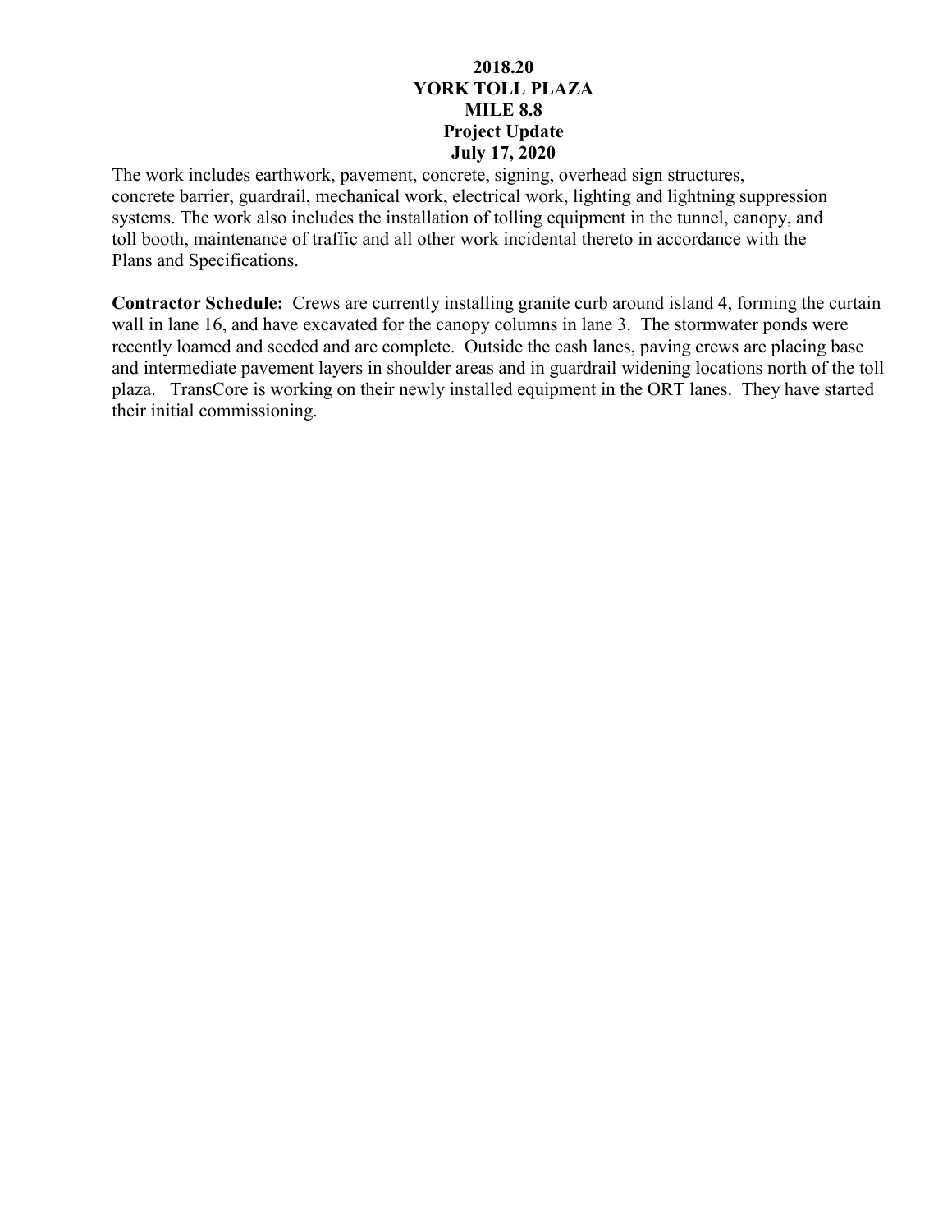# 2018.20
# YORK TOLL PLAZA
# MILE 8.8
## Project Update
## July 17, 2020

The work includes earthwork, pavement, concrete, signing, overhead sign structures, concrete barrier, guardrail, mechanical work, electrical work, lighting and lightning suppression systems. The work also includes the installation of tolling equipment in the tunnel, canopy, and toll booth, maintenance of traffic and all other work incidental thereto in accordance with the Plans and Specifications.

**Contractor Schedule:** Crews are currently installing granite curb around island 4, forming the curtain wall in lane 16, and have excavated for the canopy columns in lane 3. The stormwater ponds were recently loamed and seeded and are complete. Outside the cash lanes, paving crews are placing base and intermediate pavement layers in shoulder areas and in guardrail widening locations north of the toll plaza. TransCore is working on their newly installed equipment in the ORT lanes. They have started their initial commissioning.